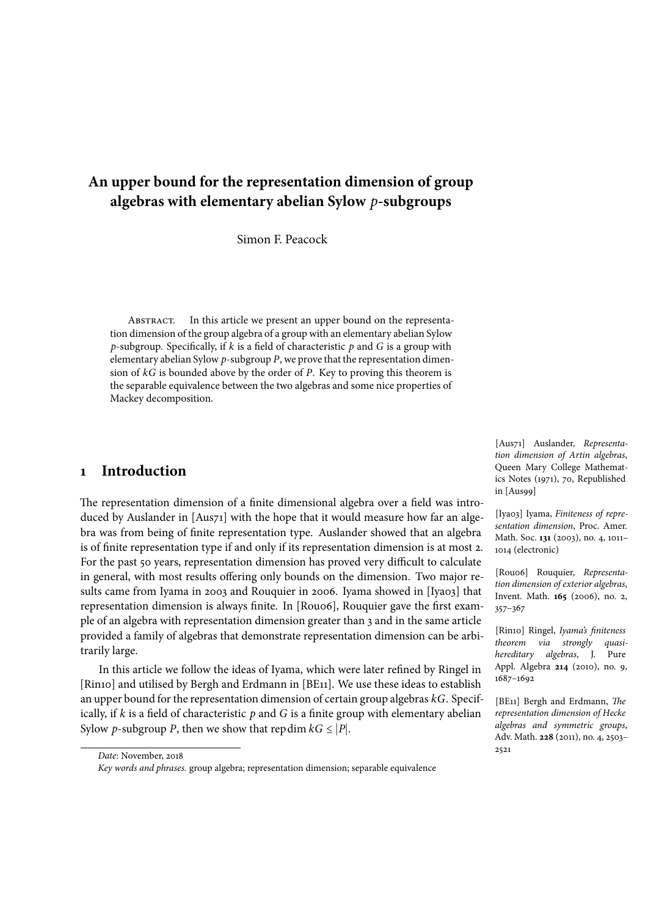# An upper bound for the representation dimension of group algebras with elementary abelian Sylow $p$-subgroups

Simon F. Peacock

Abstract. In this article we present an upper bound on the representation dimension of the group algebra of a group with an elementary abelian Sylow $p$-subgroup. Specifically, if $k$ is a field of characteristic $p$ and $G$ is a group with elementary abelian Sylow $p$-subgroup $P$, we prove that the representation dimension of $kG$ is bounded above by the order of $P$. Key to proving this theorem is the separable equivalence between the two algebras and some nice properties of Mackey decomposition.

## 1 Introduction

The representation dimension of a finite dimensional algebra over a field was introduced by Auslander in [Aus71] with the hope that it would measure how far an algebra was from being of finite representation type. Auslander showed that an algebra is of finite representation type if and only if its representation dimension is at most 2. For the past 50 years, representation dimension has proved very difficult to calculate in general, with most results offering only bounds on the dimension. Two major results came from Iyama in 2003 and Rouquier in 2006. Iyama showed in [Iya03] that representation dimension is always finite. In [Rou06], Rouquier gave the first example of an algebra with representation dimension greater than 3 and in the same article provided a family of algebras that demonstrate representation dimension can be arbitrarily large.

In this article we follow the ideas of Iyama, which were later refined by Ringel in [Rin10] and utilised by Bergh and Erdmann in [BE11]. We use these ideas to establish an upper bound for the representation dimension of certain group algebras $kG$. Specifically, if $k$ is a field of characteristic $p$ and $G$ is a finite group with elementary abelian Sylow $p$-subgroup $P$, then we show that $\operatorname{rep\,dim} kG \leq |P|$.

[Aus71] Auslander, *Representation dimension of Artin algebras*, Queen Mary College Mathematics Notes (1971), 70, Republished in [Aus99]

[Iya03] Iyama, *Finiteness of representation dimension*, Proc. Amer. Math. Soc. **131** (2003), no. 4, 1011–1014 (electronic)

[Rou06] Rouquier, *Representation dimension of exterior algebras*, Invent. Math. **165** (2006), no. 2, 357–367

[Rin10] Ringel, *Iyama's finiteness theorem via strongly quasi-hereditary algebras*, J. Pure Appl. Algebra **214** (2010), no. 9, 1687–1692

[BE11] Bergh and Erdmann, *The representation dimension of Hecke algebras and symmetric groups*, Adv. Math. **228** (2011), no. 4, 2503–2521

*Date*: November, 2018

*Key words and phrases.* group algebra; representation dimension; separable equivalence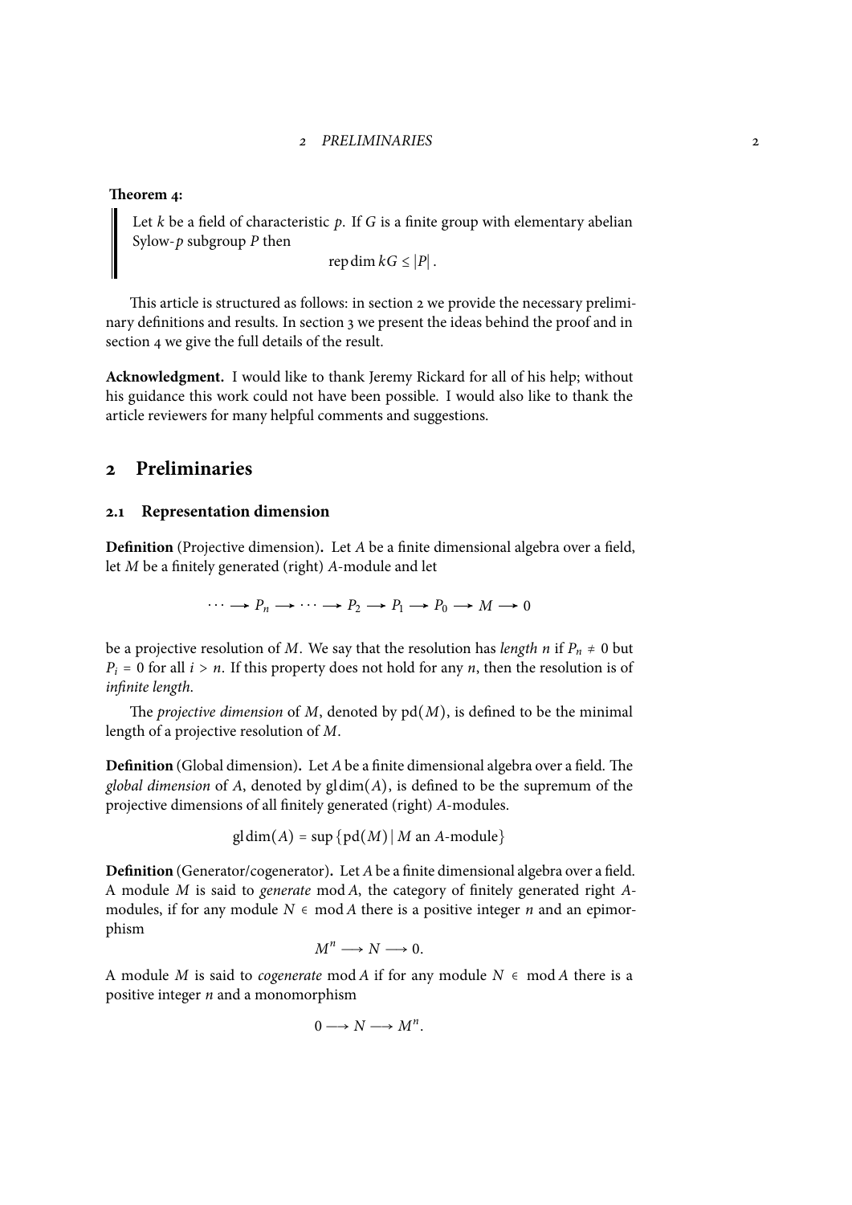**Theorem 4:**

> Let $k$ be a field of characteristic $p$. If $G$ is a finite group with elementary abelian Sylow-$p$ subgroup $P$ then
>
> $$\operatorname{rep}\dim kG \leq |P|.$$

This article is structured as follows: in section 2 we provide the necessary preliminary definitions and results. In section 3 we present the ideas behind the proof and in section 4 we give the full details of the result.

**Acknowledgment.** I would like to thank Jeremy Rickard for all of his help; without his guidance this work could not have been possible. I would also like to thank the article reviewers for many helpful comments and suggestions.

## 2 Preliminaries

### 2.1 Representation dimension

**Definition** (Projective dimension)**.** Let $A$ be a finite dimensional algebra over a field, let $M$ be a finitely generated (right) $A$-module and let

$$\cdots \longrightarrow P_n \longrightarrow \cdots \longrightarrow P_2 \longrightarrow P_1 \longrightarrow P_0 \longrightarrow M \longrightarrow 0$$

be a projective resolution of $M$. We say that the resolution has *length* $n$ if $P_n \neq 0$ but $P_i = 0$ for all $i > n$. If this property does not hold for any $n$, then the resolution is of *infinite length*.

The *projective dimension* of $M$, denoted by $\operatorname{pd}(M)$, is defined to be the minimal length of a projective resolution of $M$.

**Definition** (Global dimension)**.** Let $A$ be a finite dimensional algebra over a field. The *global dimension* of $A$, denoted by $\operatorname{gl}\dim(A)$, is defined to be the supremum of the projective dimensions of all finitely generated (right) $A$-modules.

$$\operatorname{gl}\dim(A) = \sup\{\operatorname{pd}(M) \mid M \text{ an } A\text{-module}\}$$

**Definition** (Generator/cogenerator)**.** Let $A$ be a finite dimensional algebra over a field. A module $M$ is said to *generate* $\operatorname{mod} A$, the category of finitely generated right $A$-modules, if for any module $N \in \operatorname{mod} A$ there is a positive integer $n$ and an epimorphism

$$M^n \longrightarrow N \longrightarrow 0.$$

A module $M$ is said to *cogenerate* $\operatorname{mod} A$ if for any module $N \in \operatorname{mod} A$ there is a positive integer $n$ and a monomorphism

$$0 \longrightarrow N \longrightarrow M^n.$$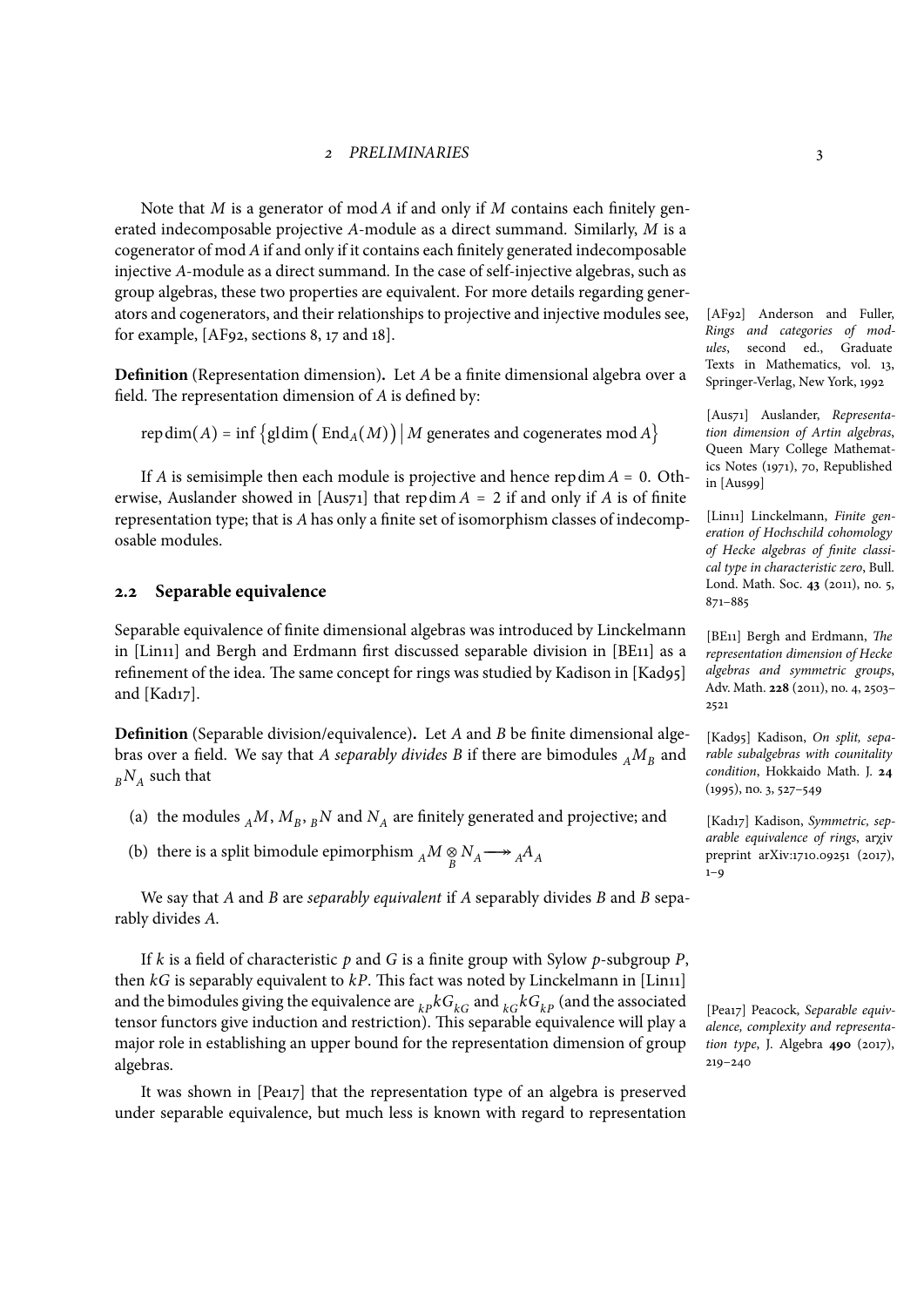Note that $M$ is a generator of $\mathrm{mod}\,A$ if and only if $M$ contains each finitely generated indecomposable projective $A$-module as a direct summand. Similarly, $M$ is a cogenerator of $\mathrm{mod}\,A$ if and only if it contains each finitely generated indecomposable injective $A$-module as a direct summand. In the case of self-injective algebras, such as group algebras, these two properties are equivalent. For more details regarding generators and cogenerators, and their relationships to projective and injective modules see, for example, [AF92, sections 8, 17 and 18].

[AF92] Anderson and Fuller, *Rings and categories of modules*, second ed., Graduate Texts in Mathematics, vol. 13, Springer-Verlag, New York, 1992

**Definition** (Representation dimension)**.** Let $A$ be a finite dimensional algebra over a field. The representation dimension of $A$ is defined by:

$$\operatorname{rep\,dim}(A) = \inf\left\{\operatorname{gl\,dim}\left(\operatorname{End}_A(M)\right) \mid M \text{ generates and cogenerates } \mathrm{mod}\,A\right\}$$

If $A$ is semisimple then each module is projective and hence $\operatorname{rep\,dim} A = 0$. Otherwise, Auslander showed in [Aus71] that $\operatorname{rep\,dim} A = 2$ if and only if $A$ is of finite representation type; that is $A$ has only a finite set of isomorphism classes of indecomposable modules.

[Aus71] Auslander, *Representation dimension of Artin algebras*, Queen Mary College Mathematics Notes (1971), 70, Republished in [Aus99]

## 2.2 Separable equivalence

Separable equivalence of finite dimensional algebras was introduced by Linckelmann in [Lin11] and Bergh and Erdmann first discussed separable division in [BE11] as a refinement of the idea. The same concept for rings was studied by Kadison in [Kad95] and [Kad17].

[Lin11] Linckelmann, *Finite generation of Hochschild cohomology of Hecke algebras of finite classical type in characteristic zero*, Bull. Lond. Math. Soc. **43** (2011), no. 5, 871–885

[BE11] Bergh and Erdmann, *The representation dimension of Hecke algebras and symmetric groups*, Adv. Math. **228** (2011), no. 4, 2503–2521

[Kad95] Kadison, *On split, separable subalgebras with counitality condition*, Hokkaido Math. J. **24** (1995), no. 3, 527–549

[Kad17] Kadison, *Symmetric, separable equivalence of rings*, arχiv preprint arXiv:1710.09251 (2017), 1–9

**Definition** (Separable division/equivalence)**.** Let $A$ and $B$ be finite dimensional algebras over a field. We say that *$A$ separably divides $B$* if there are bimodules ${}_AM_B$ and ${}_BN_A$ such that

(a) the modules ${}_AM$, $M_B$, ${}_BN$ and $N_A$ are finitely generated and projective; and

(b) there is a split bimodule epimorphism ${}_AM \underset{B}{\otimes} N_A \twoheadrightarrow {}_AA_A$

We say that $A$ and $B$ are *separably equivalent* if $A$ separably divides $B$ and $B$ separably divides $A$.

If $k$ is a field of characteristic $p$ and $G$ is a finite group with Sylow $p$-subgroup $P$, then $kG$ is separably equivalent to $kP$. This fact was noted by Linckelmann in [Lin11] and the bimodules giving the equivalence are ${}_{kP}kG_{kG}$ and ${}_{kG}kG_{kP}$ (and the associated tensor functors give induction and restriction). This separable equivalence will play a major role in establishing an upper bound for the representation dimension of group algebras.

It was shown in [Pea17] that the representation type of an algebra is preserved under separable equivalence, but much less is known with regard to representation

[Pea17] Peacock, *Separable equivalence, complexity and representation type*, J. Algebra **490** (2017), 219–240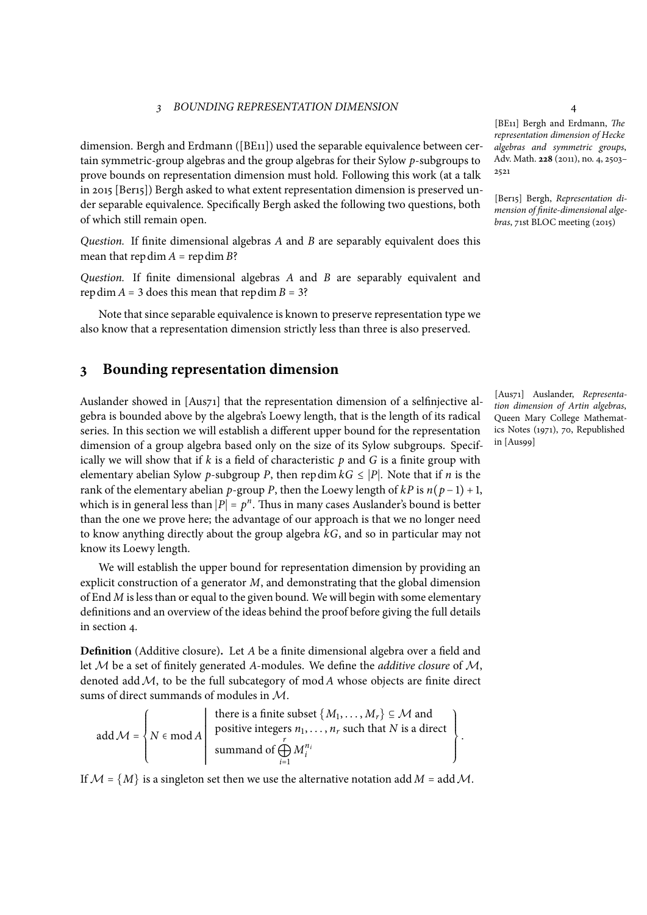dimension. Bergh and Erdmann ([BE11]) used the separable equivalence between certain symmetric-group algebras and the group algebras for their Sylow $p$-subgroups to prove bounds on representation dimension must hold. Following this work (at a talk in 2015 [Ber15]) Bergh asked to what extent representation dimension is preserved under separable equivalence. Specifically Bergh asked the following two questions, both of which still remain open.

[BE11] Bergh and Erdmann, *The representation dimension of Hecke algebras and symmetric groups*, Adv. Math. **228** (2011), no. 4, 2503–2521

[Ber15] Bergh, *Representation dimension of finite-dimensional algebras*, 71st BLOC meeting (2015)

*Question.* If finite dimensional algebras $A$ and $B$ are separably equivalent does this mean that $\operatorname{rep\,dim} A = \operatorname{rep\,dim} B$?

*Question.* If finite dimensional algebras $A$ and $B$ are separably equivalent and $\operatorname{rep\,dim} A = 3$ does this mean that $\operatorname{rep\,dim} B = 3$?

Note that since separable equivalence is known to preserve representation type we also know that a representation dimension strictly less than three is also preserved.

## 3 Bounding representation dimension

Auslander showed in [Aus71] that the representation dimension of a selfinjective algebra is bounded above by the algebra's Loewy length, that is the length of its radical series. In this section we will establish a different upper bound for the representation dimension of a group algebra based only on the size of its Sylow subgroups. Specifically we will show that if $k$ is a field of characteristic $p$ and $G$ is a finite group with elementary abelian Sylow $p$-subgroup $P$, then $\operatorname{rep\,dim} kG \le |P|$. Note that if $n$ is the rank of the elementary abelian $p$-group $P$, then the Loewy length of $kP$ is $n(p-1)+1$, which is in general less than $|P| = p^n$. Thus in many cases Auslander's bound is better than the one we prove here; the advantage of our approach is that we no longer need to know anything directly about the group algebra $kG$, and so in particular may not know its Loewy length.

[Aus71] Auslander, *Representation dimension of Artin algebras*, Queen Mary College Mathematics Notes (1971), 70, Republished in [Aus99]

We will establish the upper bound for representation dimension by providing an explicit construction of a generator $M$, and demonstrating that the global dimension of $\operatorname{End} M$ is less than or equal to the given bound. We will begin with some elementary definitions and an overview of the ideas behind the proof before giving the full details in section 4.

**Definition** (Additive closure)**.** Let $A$ be a finite dimensional algebra over a field and let $\mathcal{M}$ be a set of finitely generated $A$-modules. We define the *additive closure* of $\mathcal{M}$, denoted $\operatorname{add}\mathcal{M}$, to be the full subcategory of $\operatorname{mod} A$ whose objects are finite direct sums of direct summands of modules in $\mathcal{M}$.

$$\operatorname{add}\mathcal{M} = \left\{ N \in \operatorname{mod} A \;\middle|\; \begin{array}{l} \text{there is a finite subset } \{M_1, \dots, M_r\} \subseteq \mathcal{M} \text{ and} \\ \text{positive integers } n_1, \dots, n_r \text{ such that } N \text{ is a direct} \\ \text{summand of } \bigoplus_{i=1}^{r} M_i^{n_i} \end{array} \right\}.$$

If $\mathcal{M} = \{M\}$ is a singleton set then we use the alternative notation $\operatorname{add} M = \operatorname{add}\mathcal{M}$.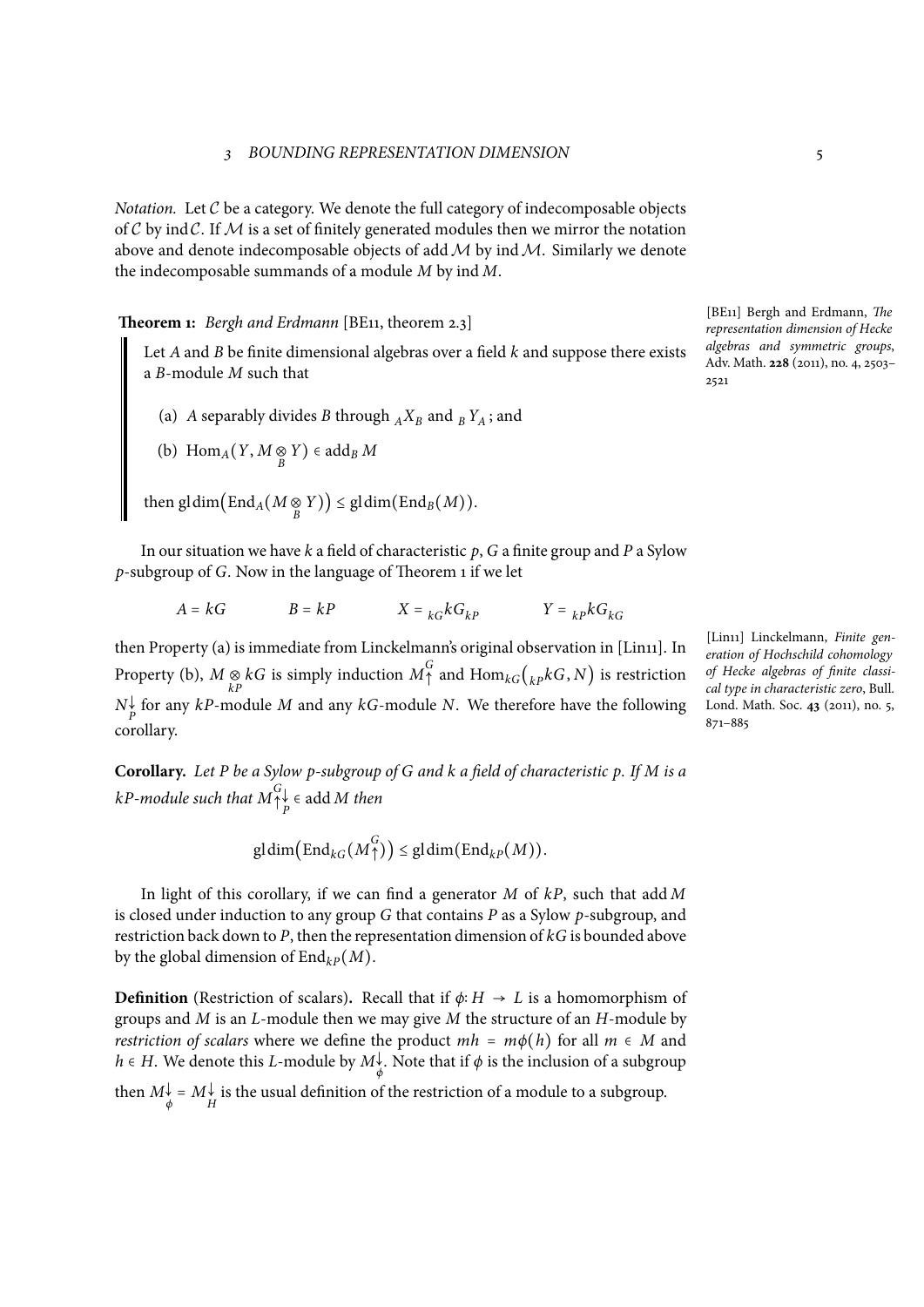*Notation.* Let $\mathcal{C}$ be a category. We denote the full category of indecomposable objects of $\mathcal{C}$ by $\operatorname{ind}\mathcal{C}$. If $\mathcal{M}$ is a set of finitely generated modules then we mirror the notation above and denote indecomposable objects of $\operatorname{add}\mathcal{M}$ by $\operatorname{ind}\mathcal{M}$. Similarly we denote the indecomposable summands of a module $M$ by $\operatorname{ind} M$.

**Theorem 1:** *Bergh and Erdmann* [BE11, theorem 2.3]

[BE11] Bergh and Erdmann, *The representation dimension of Hecke algebras and symmetric groups*, Adv. Math. **228** (2011), no. 4, 2503–2521

> Let $A$ and $B$ be finite dimensional algebras over a field $k$ and suppose there exists a $B$-module $M$ such that
>
> (a) $A$ separably divides $B$ through ${}_AX_B$ and ${}_BY_A$ ; and
>
> (b) $\operatorname{Hom}_A(Y, M \underset{B}{\otimes} Y) \in \operatorname{add}_B M$
>
> then $\operatorname{gl\,dim}\big(\operatorname{End}_A(M \underset{B}{\otimes} Y)\big) \leq \operatorname{gl\,dim}(\operatorname{End}_B(M))$.

In our situation we have $k$ a field of characteristic $p$, $G$ a finite group and $P$ a Sylow $p$-subgroup of $G$. Now in the language of Theorem 1 if we let

$$A = kG \qquad B = kP \qquad X = {}_{kG}kG_{kP} \qquad Y = {}_{kP}kG_{kG}$$

then Property (a) is immediate from Linckelmann's original observation in [Lin11]. In Property (b), $M \underset{kP}{\otimes} kG$ is simply induction $M\!\uparrow^G$ and $\operatorname{Hom}_{kG}\big({}_{kP}kG, N\big)$ is restriction $N\!\downarrow_P$ for any $kP$-module $M$ and any $kG$-module $N$. We therefore have the following corollary.

[Lin11] Linckelmann, *Finite generation of Hochschild cohomology of Hecke algebras of finite classical type in characteristic zero*, Bull. Lond. Math. Soc. **43** (2011), no. 5, 871–885

**Corollary.** *Let $P$ be a Sylow $p$-subgroup of $G$ and $k$ a field of characteristic $p$. If $M$ is a $kP$-module such that $M\!\uparrow^G\!\downarrow_P \in \operatorname{add} M$ then*

$$\operatorname{gl\,dim}\big(\operatorname{End}_{kG}(M\!\uparrow^G)\big) \leq \operatorname{gl\,dim}(\operatorname{End}_{kP}(M)).$$

In light of this corollary, if we can find a generator $M$ of $kP$, such that $\operatorname{add} M$ is closed under induction to any group $G$ that contains $P$ as a Sylow $p$-subgroup, and restriction back down to $P$, then the representation dimension of $kG$ is bounded above by the global dimension of $\operatorname{End}_{kP}(M)$.

**Definition** (Restriction of scalars)**.** Recall that if $\phi\colon H \to L$ is a homomorphism of groups and $M$ is an $L$-module then we may give $M$ the structure of an $H$-module by *restriction of scalars* where we define the product $mh = m\phi(h)$ for all $m \in M$ and $h \in H$. We denote this $L$-module by $M\!\downarrow_\phi$. Note that if $\phi$ is the inclusion of a subgroup then $M\!\downarrow_\phi = M\!\downarrow_H$ is the usual definition of the restriction of a module to a subgroup.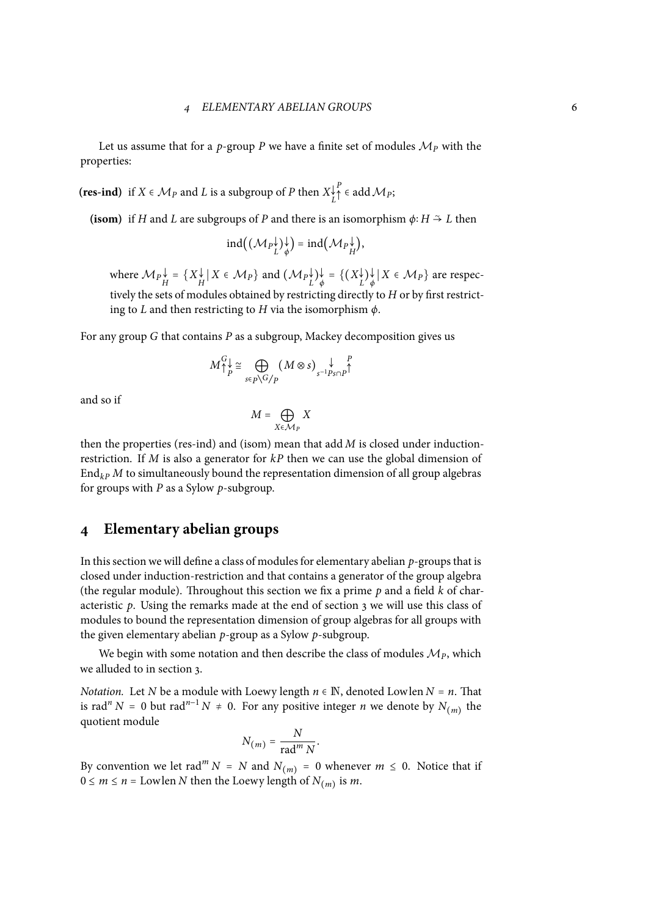Let us assume that for a $p$-group $P$ we have a finite set of modules $\mathcal{M}_P$ with the properties:

**(res-ind)** if $X \in \mathcal{M}_P$ and $L$ is a subgroup of $P$ then $X{\downarrow_L}{\uparrow^P} \in \operatorname{add} \mathcal{M}_P$;

**(isom)** if $H$ and $L$ are subgroups of $P$ and there is an isomorphism $\phi \colon H \xrightarrow{\sim} L$ then

$$\operatorname{ind}\big((\mathcal{M}_P{\downarrow_L}){\downarrow_\phi}\big) = \operatorname{ind}\big(\mathcal{M}_P{\downarrow_H}\big),$$

where $\mathcal{M}_P{\downarrow_H} = \{X{\downarrow_H} \mid X \in \mathcal{M}_P\}$ and $(\mathcal{M}_P{\downarrow_L}){\downarrow_\phi} = \{(X{\downarrow_L}){\downarrow_\phi} \mid X \in \mathcal{M}_P\}$ are respectively the sets of modules obtained by restricting directly to $H$ or by first restricting to $L$ and then restricting to $H$ via the isomorphism $\phi$.

For any group $G$ that contains $P$ as a subgroup, Mackey decomposition gives us

$$M{\uparrow^G}{\downarrow_P} \cong \bigoplus_{s \in P\backslash G/P} (M \otimes s){\downarrow_{s^{-1}Ps \cap P}}{\uparrow^P}$$

and so if

$$M = \bigoplus_{X \in \mathcal{M}_P} X$$

then the properties (res-ind) and (isom) mean that $\operatorname{add} M$ is closed under induction-restriction. If $M$ is also a generator for $kP$ then we can use the global dimension of $\operatorname{End}_{kP} M$ to simultaneously bound the representation dimension of all group algebras for groups with $P$ as a Sylow $p$-subgroup.

## 4 Elementary abelian groups

In this section we will define a class of modules for elementary abelian $p$-groups that is closed under induction-restriction and that contains a generator of the group algebra (the regular module). Throughout this section we fix a prime $p$ and a field $k$ of characteristic $p$. Using the remarks made at the end of section 3 we will use this class of modules to bound the representation dimension of group algebras for all groups with the given elementary abelian $p$-group as a Sylow $p$-subgroup.

We begin with some notation and then describe the class of modules $\mathcal{M}_P$, which we alluded to in section 3.

*Notation.* Let $N$ be a module with Loewy length $n \in \mathbb{N}$, denoted $\operatorname{Lowlen} N = n$. That is $\operatorname{rad}^n N = 0$ but $\operatorname{rad}^{n-1} N \neq 0$. For any positive integer $n$ we denote by $N_{(m)}$ the quotient module

$$N_{(m)} = \frac{N}{\operatorname{rad}^m N}.$$

By convention we let $\operatorname{rad}^m N = N$ and $N_{(m)} = 0$ whenever $m \leq 0$. Notice that if $0 \leq m \leq n = \operatorname{Lowlen} N$ then the Loewy length of $N_{(m)}$ is $m$.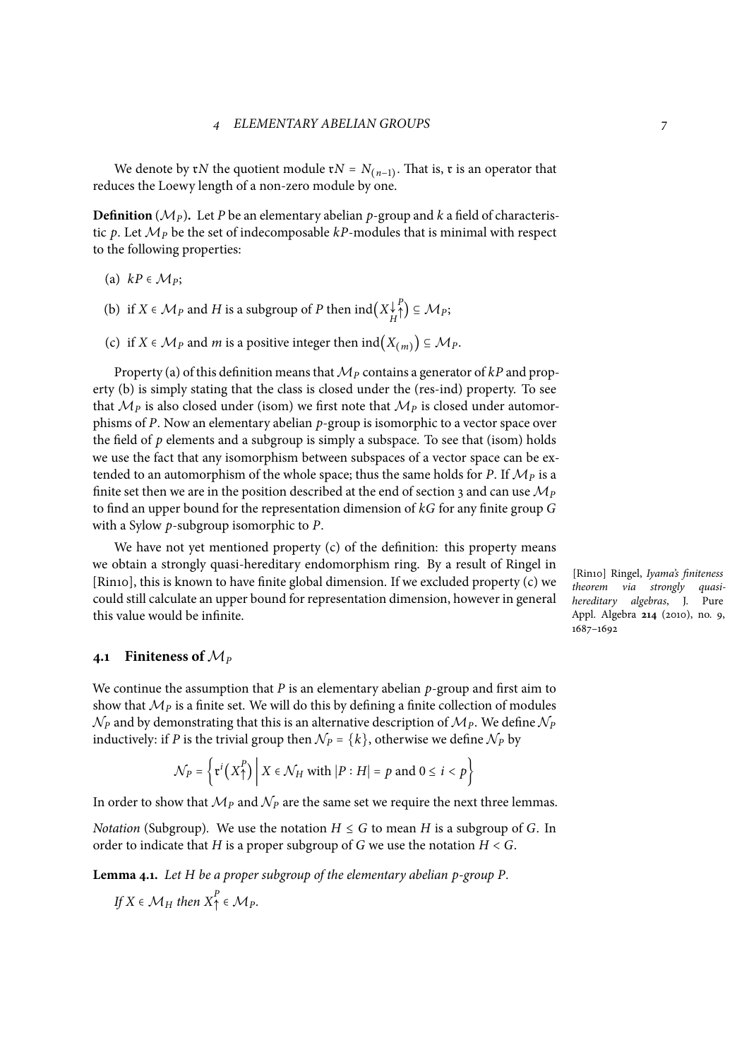We denote by $\mathfrak{r}N$ the quotient module $\mathfrak{r}N = N_{(n-1)}$. That is, $\mathfrak{r}$ is an operator that reduces the Loewy length of a non-zero module by one.

**Definition** ($\mathcal{M}_P$)**.** Let $P$ be an elementary abelian $p$-group and $k$ a field of characteristic $p$. Let $\mathcal{M}_P$ be the set of indecomposable $kP$-modules that is minimal with respect to the following properties:

(a) $kP \in \mathcal{M}_P$;

(b) if $X \in \mathcal{M}_P$ and $H$ is a subgroup of $P$ then $\operatorname{ind}\big(X{\downarrow_H}{\uparrow^P}\big) \subseteq \mathcal{M}_P$;

(c) if $X \in \mathcal{M}_P$ and $m$ is a positive integer then $\operatorname{ind}\big(X_{(m)}\big) \subseteq \mathcal{M}_P$.

Property (a) of this definition means that $\mathcal{M}_P$ contains a generator of $kP$ and property (b) is simply stating that the class is closed under the (res-ind) property. To see that $\mathcal{M}_P$ is also closed under (isom) we first note that $\mathcal{M}_P$ is closed under automorphisms of $P$. Now an elementary abelian $p$-group is isomorphic to a vector space over the field of $p$ elements and a subgroup is simply a subspace. To see that (isom) holds we use the fact that any isomorphism between subspaces of a vector space can be extended to an automorphism of the whole space; thus the same holds for $P$. If $\mathcal{M}_P$ is a finite set then we are in the position described at the end of section 3 and can use $\mathcal{M}_P$ to find an upper bound for the representation dimension of $kG$ for any finite group $G$ with a Sylow $p$-subgroup isomorphic to $P$.

We have not yet mentioned property (c) of the definition: this property means we obtain a strongly quasi-hereditary endomorphism ring. By a result of Ringel in [Rin10], this is known to have finite global dimension. If we excluded property (c) we could still calculate an upper bound for representation dimension, however in general this value would be infinite.

[Rin10] Ringel, *Iyama's finiteness theorem via strongly quasi-hereditary algebras*, J. Pure Appl. Algebra **214** (2010), no. 9, 1687–1692

## 4.1 Finiteness of $\mathcal{M}_P$

We continue the assumption that $P$ is an elementary abelian $p$-group and first aim to show that $\mathcal{M}_P$ is a finite set. We will do this by defining a finite collection of modules $\mathcal{N}_P$ and by demonstrating that this is an alternative description of $\mathcal{M}_P$. We define $\mathcal{N}_P$ inductively: if $P$ is the trivial group then $\mathcal{N}_P = \{k\}$, otherwise we define $\mathcal{N}_P$ by

$$\mathcal{N}_P = \left\{ \mathfrak{r}^i\big(X{\uparrow^P}\big) \;\middle|\; X \in \mathcal{N}_H \text{ with } |P : H| = p \text{ and } 0 \leq i < p \right\}$$

In order to show that $\mathcal{M}_P$ and $\mathcal{N}_P$ are the same set we require the next three lemmas.

*Notation* (Subgroup). We use the notation $H \leq G$ to mean $H$ is a subgroup of $G$. In order to indicate that $H$ is a proper subgroup of $G$ we use the notation $H < G$.

**Lemma 4.1.** *Let $H$ be a proper subgroup of the elementary abelian $p$-group $P$.*

*If $X \in \mathcal{M}_H$ then $X{\uparrow^P} \in \mathcal{M}_P$.*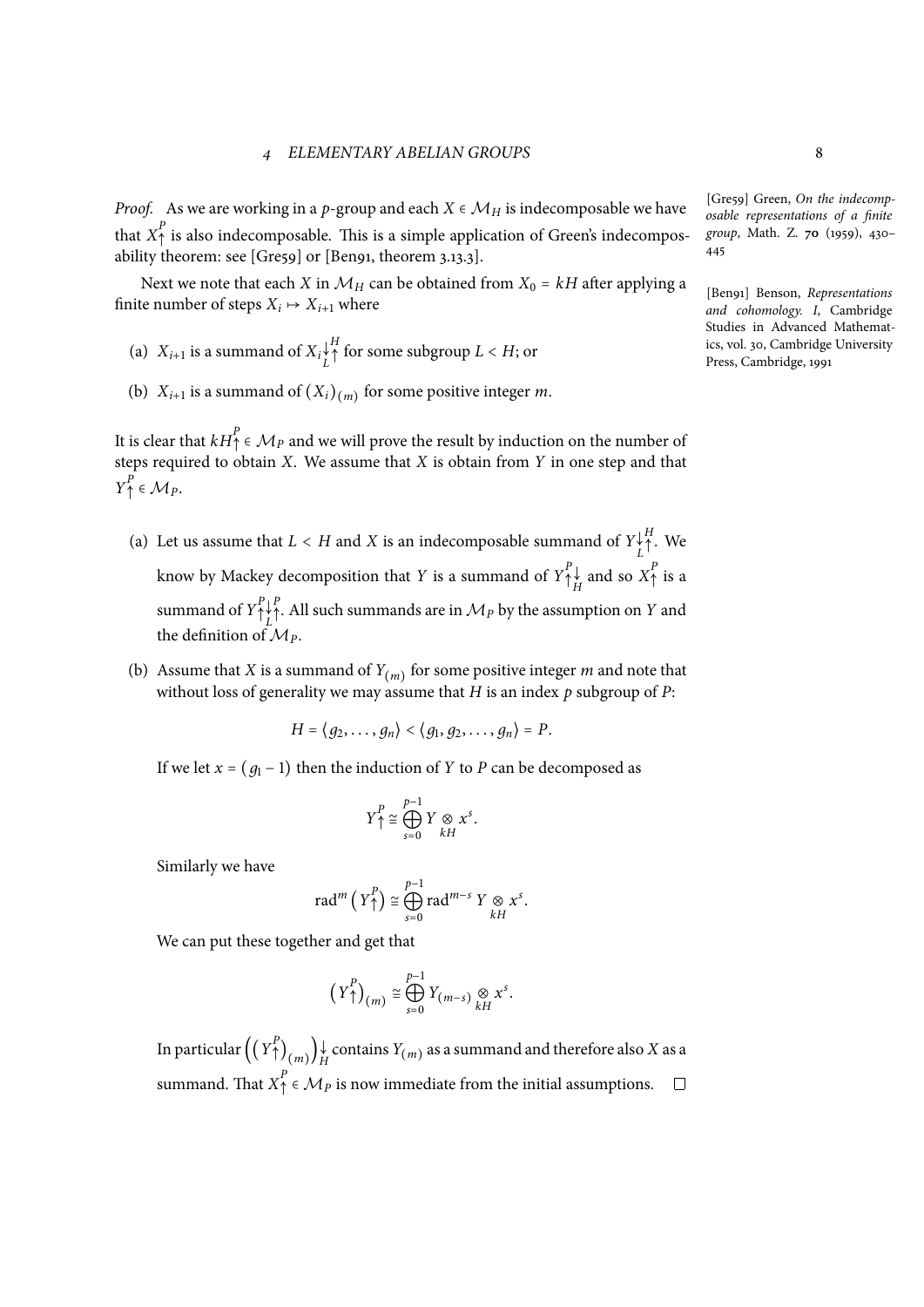*Proof.* As we are working in a $p$-group and each $X \in \mathcal{M}_H$ is indecomposable we have that $X{\uparrow}^P$ is also indecomposable. This is a simple application of Green's indecomposability theorem: see [Gre59] or [Ben91, theorem 3.13.3].

[Gre59] Green, *On the indecomposable representations of a finite group*, Math. Z. **70** (1959), 430–445

Next we note that each $X$ in $\mathcal{M}_H$ can be obtained from $X_0 = kH$ after applying a finite number of steps $X_i \mapsto X_{i+1}$ where

[Ben91] Benson, *Representations and cohomology. I*, Cambridge Studies in Advanced Mathematics, vol. 30, Cambridge University Press, Cambridge, 1991

(a) $X_{i+1}$ is a summand of $X_i{\downarrow}_L^H{\uparrow}$ for some subgroup $L < H$; or

(b) $X_{i+1}$ is a summand of $(X_i)_{(m)}$ for some positive integer $m$.

It is clear that $kH{\uparrow}^P \in \mathcal{M}_P$ and we will prove the result by induction on the number of steps required to obtain $X$. We assume that $X$ is obtain from $Y$ in one step and that $Y{\uparrow}^P \in \mathcal{M}_P$.

(a) Let us assume that $L < H$ and $X$ is an indecomposable summand of $Y{\downarrow}_L^H{\uparrow}$. We know by Mackey decomposition that $Y$ is a summand of $Y{\uparrow}^P{\downarrow}_H$ and so $X{\uparrow}^P$ is a summand of $Y{\uparrow}^P{\downarrow}_L{\uparrow}^P$. All such summands are in $\mathcal{M}_P$ by the assumption on $Y$ and the definition of $\mathcal{M}_P$.

(b) Assume that $X$ is a summand of $Y_{(m)}$ for some positive integer $m$ and note that without loss of generality we may assume that $H$ is an index $p$ subgroup of $P$:

$$H = \langle g_2, \dots, g_n \rangle < \langle g_1, g_2, \dots, g_n \rangle = P.$$

If we let $x = (g_1 - 1)$ then the induction of $Y$ to $P$ can be decomposed as

$$Y{\uparrow}^P \cong \bigoplus_{s=0}^{p-1} Y \underset{kH}{\otimes} x^s.$$

Similarly we have

$$\operatorname{rad}^m\left(Y{\uparrow}^P\right) \cong \bigoplus_{s=0}^{p-1} \operatorname{rad}^{m-s} Y \underset{kH}{\otimes} x^s.$$

We can put these together and get that

$$\left(Y{\uparrow}^P\right)_{(m)} \cong \bigoplus_{s=0}^{p-1} Y_{(m-s)} \underset{kH}{\otimes} x^s.$$

In particular $\left(\left(Y{\uparrow}^P\right)_{(m)}\right){\downarrow}_H$ contains $Y_{(m)}$ as a summand and therefore also $X$ as a summand. That $X{\uparrow}^P \in \mathcal{M}_P$ is now immediate from the initial assumptions. $\square$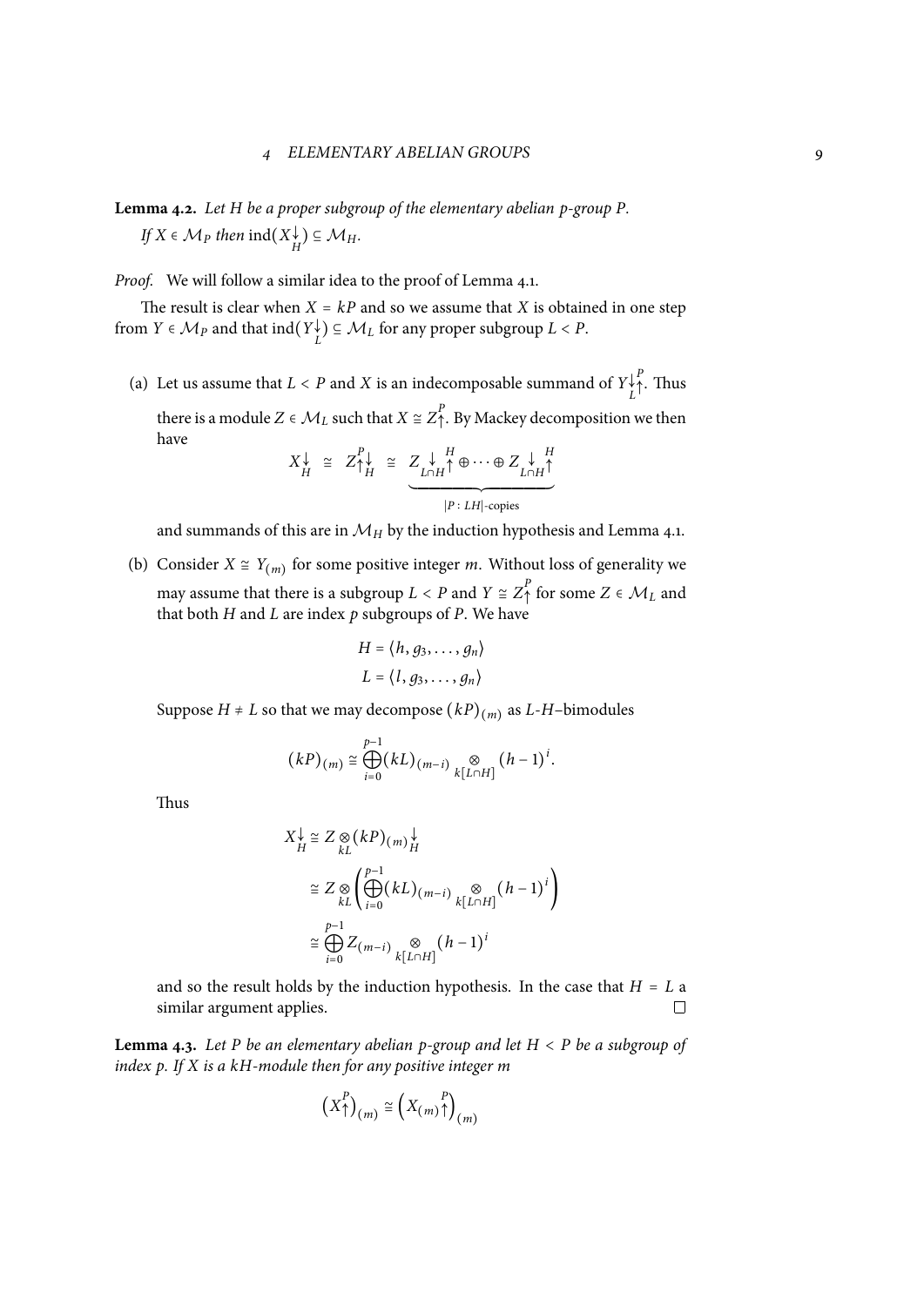**Lemma 4.2.** *Let $H$ be a proper subgroup of the elementary abelian $p$-group $P$. If $X \in \mathcal{M}_P$ then $\operatorname{ind}(X{\downarrow_H}) \subseteq \mathcal{M}_H$.*

*Proof.* We will follow a similar idea to the proof of Lemma 4.1.

The result is clear when $X = kP$ and so we assume that $X$ is obtained in one step from $Y \in \mathcal{M}_P$ and that $\operatorname{ind}(Y{\downarrow_L}) \subseteq \mathcal{M}_L$ for any proper subgroup $L < P$.

(a) Let us assume that $L < P$ and $X$ is an indecomposable summand of $Y{\downarrow_L}{\uparrow^P}$. Thus there is a module $Z \in \mathcal{M}_L$ such that $X \cong Z{\uparrow^P}$. By Mackey decomposition we then have

$$X{\downarrow_H} \;\cong\; Z{\uparrow^P}{\downarrow_H} \;\cong\; \underbrace{Z{\downarrow_{L\cap H}}{\uparrow^H} \oplus \cdots \oplus Z{\downarrow_{L\cap H}}{\uparrow^H}}_{|P\,:\,LH|\text{-copies}}$$

and summands of this are in $\mathcal{M}_H$ by the induction hypothesis and Lemma 4.1.

(b) Consider $X \cong Y_{(m)}$ for some positive integer $m$. Without loss of generality we may assume that there is a subgroup $L < P$ and $Y \cong Z{\uparrow^P}$ for some $Z \in \mathcal{M}_L$ and that both $H$ and $L$ are index $p$ subgroups of $P$. We have

$$H = \langle h, g_3, \ldots, g_n \rangle$$
$$L = \langle l, g_3, \ldots, g_n \rangle$$

Suppose $H \neq L$ so that we may decompose $(kP)_{(m)}$ as $L$-$H$–bimodules

$$(kP)_{(m)} \cong \bigoplus_{i=0}^{p-1} (kL)_{(m-i)} \underset{k[L\cap H]}{\otimes} (h-1)^i.$$

Thus

$$\begin{aligned}
X{\downarrow_H} &\cong Z \underset{kL}{\otimes} (kP)_{(m)}{\downarrow_H} \\
&\cong Z \underset{kL}{\otimes} \left( \bigoplus_{i=0}^{p-1} (kL)_{(m-i)} \underset{k[L\cap H]}{\otimes} (h-1)^i \right) \\
&\cong \bigoplus_{i=0}^{p-1} Z_{(m-i)} \underset{k[L\cap H]}{\otimes} (h-1)^i
\end{aligned}$$

and so the result holds by the induction hypothesis. In the case that $H = L$ a similar argument applies. $\square$

**Lemma 4.3.** *Let $P$ be an elementary abelian $p$-group and let $H < P$ be a subgroup of index $p$. If $X$ is a $kH$-module then for any positive integer $m$*

$$\left(X{\uparrow^P}\right)_{(m)} \cong \left(X_{(m)}{\uparrow^P}\right)_{(m)}$$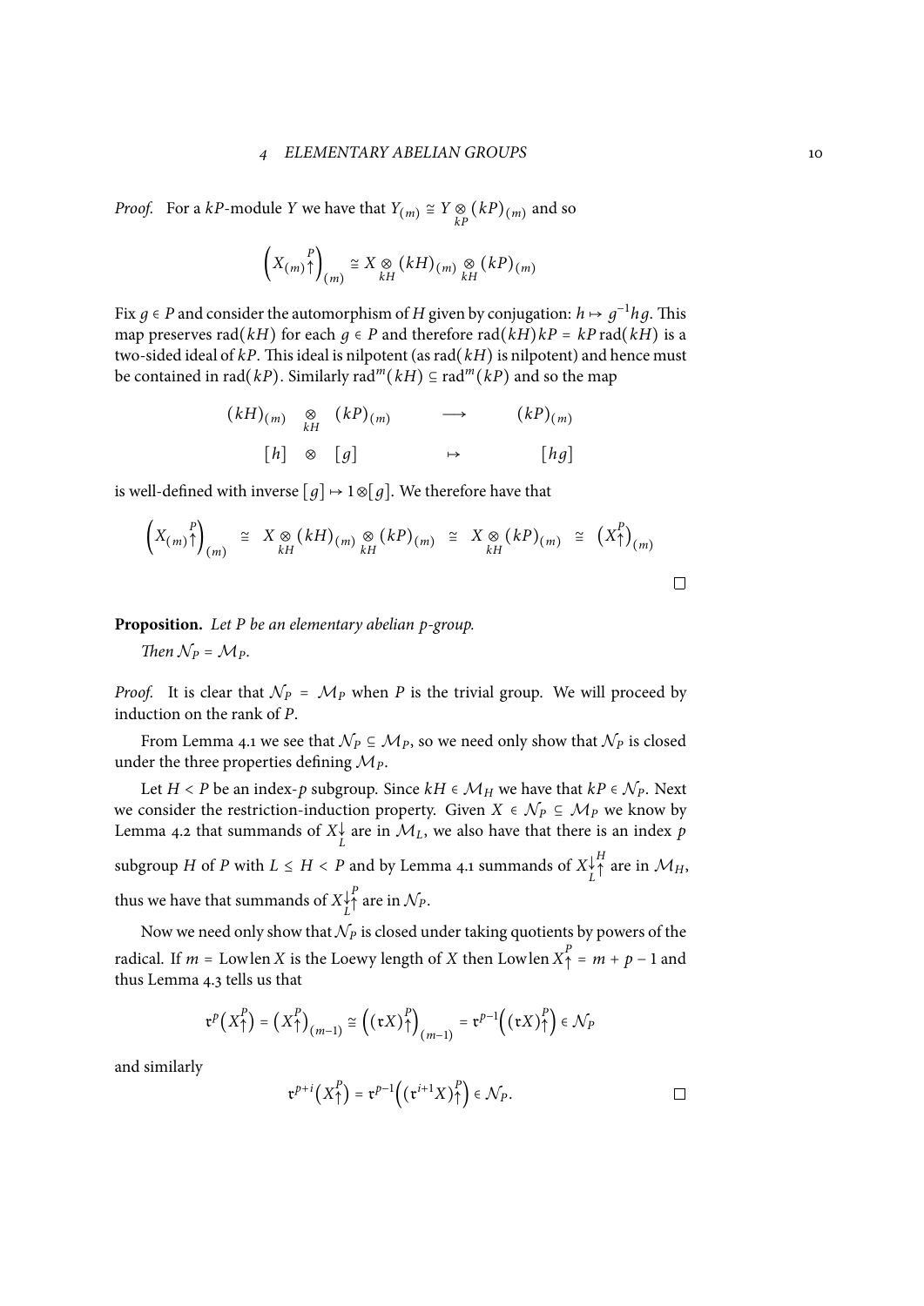*Proof.* For a $kP$-module $Y$ we have that $Y_{(m)} \cong Y \underset{kP}{\otimes} (kP)_{(m)}$ and so

$$\left(X_{(m)}\overset{P}{\uparrow}\right)_{(m)} \cong X \underset{kH}{\otimes} (kH)_{(m)} \underset{kH}{\otimes} (kP)_{(m)}$$

Fix $g \in P$ and consider the automorphism of $H$ given by conjugation: $h \mapsto g^{-1}hg$. This map preserves $\operatorname{rad}(kH)$ for each $g \in P$ and therefore $\operatorname{rad}(kH)kP = kP\operatorname{rad}(kH)$ is a two-sided ideal of $kP$. This ideal is nilpotent (as $\operatorname{rad}(kH)$ is nilpotent) and hence must be contained in $\operatorname{rad}(kP)$. Similarly $\operatorname{rad}^m(kH) \subseteq \operatorname{rad}^m(kP)$ and so the map

$$\begin{array}{ccccc} (kH)_{(m)} & \underset{kH}{\otimes} & (kP)_{(m)} & \longrightarrow & (kP)_{(m)} \\ [h] & \otimes & [g] & \mapsto & [hg] \end{array}$$

is well-defined with inverse $[g] \mapsto 1 \otimes [g]$. We therefore have that

$$\left(X_{(m)}\overset{P}{\uparrow}\right)_{(m)} \cong X \underset{kH}{\otimes} (kH)_{(m)} \underset{kH}{\otimes} (kP)_{(m)} \cong X \underset{kH}{\otimes} (kP)_{(m)} \cong \left(X\overset{P}{\uparrow}\right)_{(m)}$$

□

**Proposition.** *Let $P$ be an elementary abelian $p$-group.*

*Then $\mathcal{N}_P = \mathcal{M}_P$.*

*Proof.* It is clear that $\mathcal{N}_P = \mathcal{M}_P$ when $P$ is the trivial group. We will proceed by induction on the rank of $P$.

From Lemma 4.1 we see that $\mathcal{N}_P \subseteq \mathcal{M}_P$, so we need only show that $\mathcal{N}_P$ is closed under the three properties defining $\mathcal{M}_P$.

Let $H < P$ be an index-$p$ subgroup. Since $kH \in \mathcal{M}_H$ we have that $kP \in \mathcal{N}_P$. Next we consider the restriction-induction property. Given $X \in \mathcal{N}_P \subseteq \mathcal{M}_P$ we know by Lemma 4.2 that summands of $X\underset{L}{\downarrow}$ are in $\mathcal{M}_L$, we also have that there is an index $p$ subgroup $H$ of $P$ with $L \leq H < P$ and by Lemma 4.1 summands of $X\underset{L}{\downarrow}\overset{H}{\uparrow}$ are in $\mathcal{M}_H$, thus we have that summands of $X\underset{L}{\downarrow}\overset{P}{\uparrow}$ are in $\mathcal{N}_P$.

Now we need only show that $\mathcal{N}_P$ is closed under taking quotients by powers of the radical. If $m = \operatorname{Lowlen} X$ is the Loewy length of $X$ then $\operatorname{Lowlen} X\overset{P}{\uparrow} = m + p - 1$ and thus Lemma 4.3 tells us that

$$\mathfrak{r}^p\left(X\overset{P}{\uparrow}\right) = \left(X\overset{P}{\uparrow}\right)_{(m-1)} \cong \left((\mathfrak{r}X)\overset{P}{\uparrow}\right)_{(m-1)} = \mathfrak{r}^{p-1}\left((\mathfrak{r}X)\overset{P}{\uparrow}\right) \in \mathcal{N}_P$$

and similarly

$$\mathfrak{r}^{p+i}\left(X\overset{P}{\uparrow}\right) = \mathfrak{r}^{p-1}\left((\mathfrak{r}^{i+1}X)\overset{P}{\uparrow}\right) \in \mathcal{N}_P.$$

□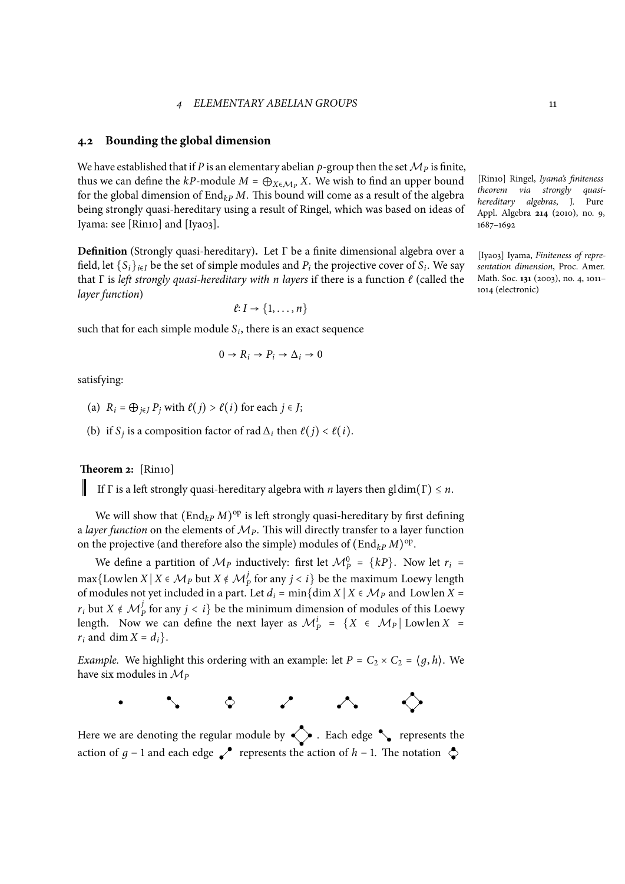## 4.2 Bounding the global dimension

We have established that if $P$ is an elementary abelian $p$-group then the set $\mathcal{M}_P$ is finite, thus we can define the $kP$-module $M = \bigoplus_{X \in \mathcal{M}_P} X$. We wish to find an upper bound for the global dimension of $\operatorname{End}_{kP} M$. This bound will come as a result of the algebra being strongly quasi-hereditary using a result of Ringel, which was based on ideas of Iyama: see [Rin10] and [Iya03].

[Rin10] Ringel, *Iyama's finiteness theorem via strongly quasi-hereditary algebras*, J. Pure Appl. Algebra **214** (2010), no. 9, 1687–1692

[Iya03] Iyama, *Finiteness of representation dimension*, Proc. Amer. Math. Soc. **131** (2003), no. 4, 1011–1014 (electronic)

**Definition** (Strongly quasi-hereditary)**.** Let $\Gamma$ be a finite dimensional algebra over a field, let $\{S_i\}_{i \in I}$ be the set of simple modules and $P_i$ the projective cover of $S_i$. We say that $\Gamma$ is *left strongly quasi-hereditary with $n$ layers* if there is a function $\ell$ (called the *layer function*)

$$\ell \colon I \to \{1, \ldots, n\}$$

such that for each simple module $S_i$, there is an exact sequence

$$0 \to R_i \to P_i \to \Delta_i \to 0$$

satisfying:

(a) $R_i = \bigoplus_{j \in J} P_j$ with $\ell(j) > \ell(i)$ for each $j \in J$;

(b) if $S_j$ is a composition factor of $\operatorname{rad} \Delta_i$ then $\ell(j) < \ell(i)$.

**Theorem 2:** [Rin10]

If $\Gamma$ is a left strongly quasi-hereditary algebra with $n$ layers then $\operatorname{gl\,dim}(\Gamma) \leq n$.

We will show that $(\operatorname{End}_{kP} M)^{\mathrm{op}}$ is left strongly quasi-hereditary by first defining a *layer function* on the elements of $\mathcal{M}_P$. This will directly transfer to a layer function on the projective (and therefore also the simple) modules of $(\operatorname{End}_{kP} M)^{\mathrm{op}}$.

We define a partition of $\mathcal{M}_P$ inductively: first let $\mathcal{M}_P^0 = \{kP\}$. Now let $r_i = \max\{\operatorname{Lowlen} X \mid X \in \mathcal{M}_P \text{ but } X \notin \mathcal{M}_P^j \text{ for any } j < i\}$ be the maximum Loewy length of modules not yet included in a part. Let $d_i = \min\{\dim X \mid X \in \mathcal{M}_P \text{ and } \operatorname{Lowlen} X = r_i \text{ but } X \notin \mathcal{M}_P^j \text{ for any } j < i\}$ be the minimum dimension of modules of this Loewy length. Now we can define the next layer as $\mathcal{M}_P^i = \{X \in \mathcal{M}_P \mid \operatorname{Lowlen} X = r_i \text{ and } \dim X = d_i\}$.

*Example.* We highlight this ordering with an example: let $P = C_2 \times C_2 = \langle g, h \rangle$. We have six modules in $\mathcal{M}_P$

Here we are denoting the regular module by the diamond diagram. Each edge ↘ represents the action of $g - 1$ and each edge ↗ represents the action of $h - 1$. The notation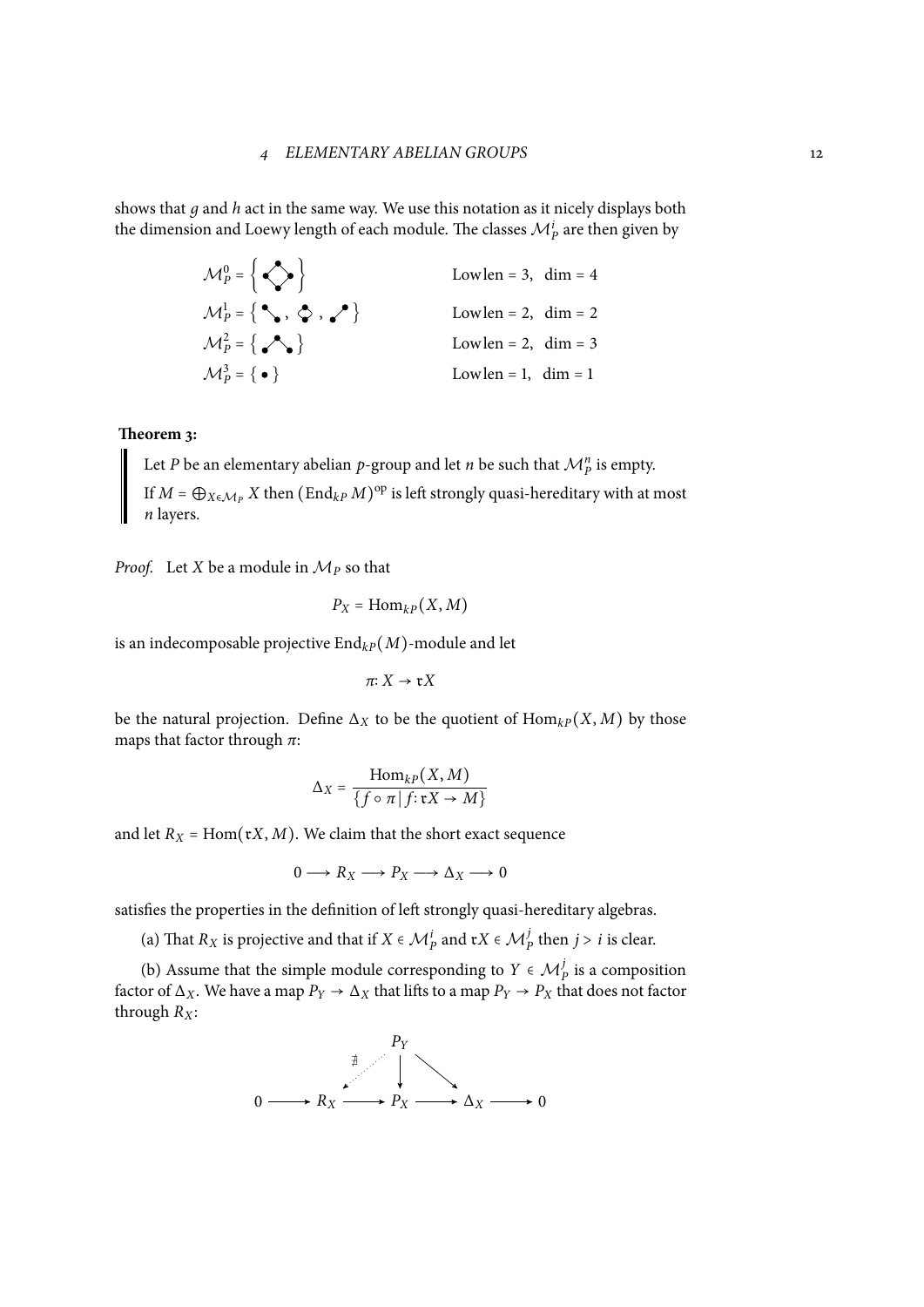shows that $g$ and $h$ act in the same way. We use this notation as it nicely displays both the dimension and Loewy length of each module. The classes $\mathcal{M}_P^i$ are then given by

| | |
|---|---|
| $\mathcal{M}_P^0 = \{ ◇ \}$ | Lowlen = 3, dim = 4 |
| $\mathcal{M}_P^1 = \{ ╲ , ◇ , ╱ \}$ | Lowlen = 2, dim = 2 |
| $\mathcal{M}_P^2 = \{ ∧ \}$ | Lowlen = 2, dim = 3 |
| $\mathcal{M}_P^3 = \{ \bullet \}$ | Lowlen = 1, dim = 1 |

**Theorem 3:**

> Let $P$ be an elementary abelian $p$-group and let $n$ be such that $\mathcal{M}_P^n$ is empty.
> If $M = \bigoplus_{X \in \mathcal{M}_P} X$ then $(\mathrm{End}_{kP} M)^{\mathrm{op}}$ is left strongly quasi-hereditary with at most $n$ layers.

*Proof.* Let $X$ be a module in $\mathcal{M}_P$ so that

$$P_X = \mathrm{Hom}_{kP}(X, M)$$

is an indecomposable projective $\mathrm{End}_{kP}(M)$-module and let

$$\pi \colon X \to \mathfrak{r}X$$

be the natural projection. Define $\Delta_X$ to be the quotient of $\mathrm{Hom}_{kP}(X, M)$ by those maps that factor through $\pi$:

$$\Delta_X = \frac{\mathrm{Hom}_{kP}(X, M)}{\{ f \circ \pi \mid f \colon \mathfrak{r}X \to M \}}$$

and let $R_X = \mathrm{Hom}(\mathfrak{r}X, M)$. We claim that the short exact sequence

$$0 \longrightarrow R_X \longrightarrow P_X \longrightarrow \Delta_X \longrightarrow 0$$

satisfies the properties in the definition of left strongly quasi-hereditary algebras.

(a) That $R_X$ is projective and that if $X \in \mathcal{M}_P^i$ and $\mathfrak{r}X \in \mathcal{M}_P^j$ then $j > i$ is clear.

(b) Assume that the simple module corresponding to $Y \in \mathcal{M}_P^j$ is a composition factor of $\Delta_X$. We have a map $P_Y \to \Delta_X$ that lifts to a map $P_Y \to P_X$ that does not factor through $R_X$:

$$\begin{array}{ccccccccc} & & & & P_Y & & & & \\ & & & \not\exists \swarrow & \downarrow & \searrow & & & \\ 0 & \longrightarrow & R_X & \longrightarrow & P_X & \longrightarrow & \Delta_X & \longrightarrow & 0 \end{array}$$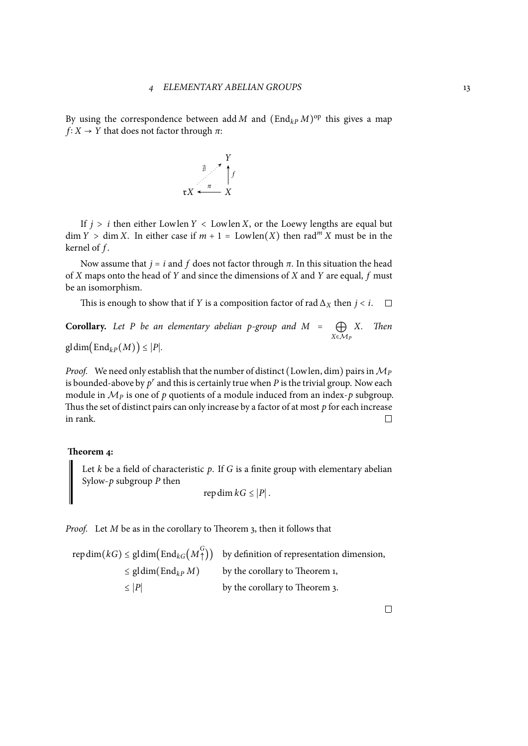By using the correspondence between $\operatorname{add} M$ and $(\operatorname{End}_{kP} M)^{\mathrm{op}}$ this gives a map $f\colon X \to Y$ that does not factor through $\pi$:

$$
\begin{array}{ccc}
 & & Y \\
 & \overset{\nexists}{\nearrow} & \uparrow f \\
\mathfrak{r}X & \xleftarrow{\ \pi\ } & X
\end{array}
$$

If $j > i$ then either $\operatorname{Lowlen} Y < \operatorname{Lowlen} X$, or the Loewy lengths are equal but $\dim Y > \dim X$. In either case if $m + 1 = \operatorname{Lowlen}(X)$ then $\operatorname{rad}^m X$ must be in the kernel of $f$.

Now assume that $j = i$ and $f$ does not factor through $\pi$. In this situation the head of $X$ maps onto the head of $Y$ and since the dimensions of $X$ and $Y$ are equal, $f$ must be an isomorphism.

This is enough to show that if $Y$ is a composition factor of $\operatorname{rad} \Delta_X$ then $j < i$. □

**Corollary.** *Let $P$ be an elementary abelian $p$-group and $M = \bigoplus_{X \in \mathcal{M}_P} X$. Then $\operatorname{gl\,dim}(\operatorname{End}_{kP}(M)) \leq |P|$.*

*Proof.* We need only establish that the number of distinct $(\operatorname{Lowlen}, \dim)$ pairs in $\mathcal{M}_P$ is bounded-above by $p^r$ and this is certainly true when $P$ is the trivial group. Now each module in $\mathcal{M}_P$ is one of $p$ quotients of a module induced from an index-$p$ subgroup. Thus the set of distinct pairs can only increase by a factor of at most $p$ for each increase in rank. □

**Theorem 4:**

Let $k$ be a field of characteristic $p$. If $G$ is a finite group with elementary abelian Sylow-$p$ subgroup $P$ then

$$\operatorname{rep\,dim} kG \leq |P|.$$

*Proof.* Let $M$ be as in the corollary to Theorem 3, then it follows that

$$
\begin{aligned}
\operatorname{rep\,dim}(kG) &\leq \operatorname{gl\,dim}\big(\operatorname{End}_{kG}(M{\uparrow}^G)\big) && \text{by definition of representation dimension,}\\
&\leq \operatorname{gl\,dim}(\operatorname{End}_{kP} M) && \text{by the corollary to Theorem 1,}\\
&\leq |P| && \text{by the corollary to Theorem 3.}
\end{aligned}
$$

□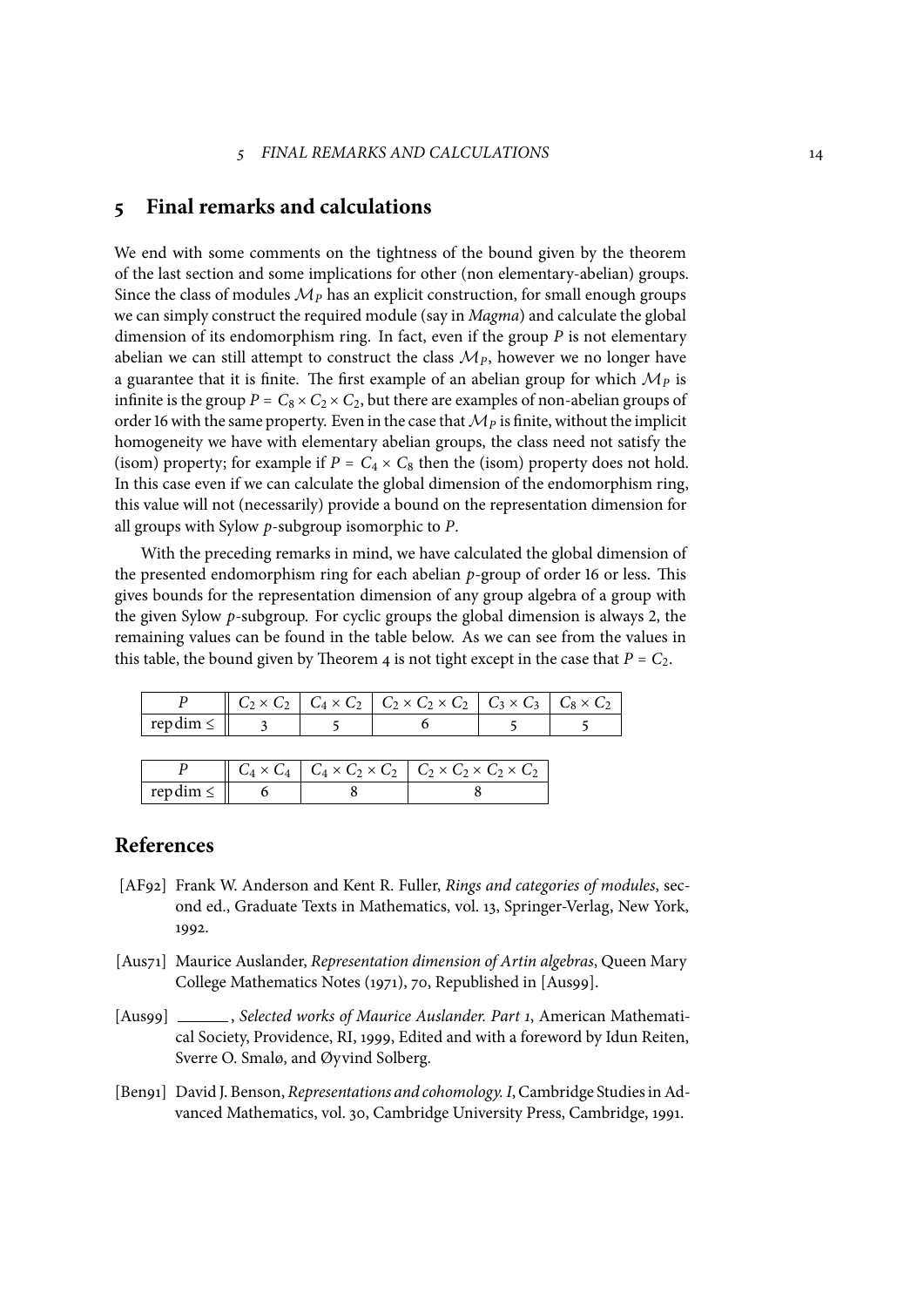## 5 Final remarks and calculations

We end with some comments on the tightness of the bound given by the theorem of the last section and some implications for other (non elementary-abelian) groups. Since the class of modules $\mathcal{M}_P$ has an explicit construction, for small enough groups we can simply construct the required module (say in *Magma*) and calculate the global dimension of its endomorphism ring. In fact, even if the group $P$ is not elementary abelian we can still attempt to construct the class $\mathcal{M}_P$, however we no longer have a guarantee that it is finite. The first example of an abelian group for which $\mathcal{M}_P$ is infinite is the group $P = C_8 \times C_2 \times C_2$, but there are examples of non-abelian groups of order 16 with the same property. Even in the case that $\mathcal{M}_P$ is finite, without the implicit homogeneity we have with elementary abelian groups, the class need not satisfy the (isom) property; for example if $P = C_4 \times C_8$ then the (isom) property does not hold. In this case even if we can calculate the global dimension of the endomorphism ring, this value will not (necessarily) provide a bound on the representation dimension for all groups with Sylow $p$-subgroup isomorphic to $P$.

With the preceding remarks in mind, we have calculated the global dimension of the presented endomorphism ring for each abelian $p$-group of order 16 or less. This gives bounds for the representation dimension of any group algebra of a group with the given Sylow $p$-subgroup. For cyclic groups the global dimension is always 2, the remaining values can be found in the table below. As we can see from the values in this table, the bound given by Theorem 4 is not tight except in the case that $P = C_2$.

| $P$ | $C_2 \times C_2$ | $C_4 \times C_2$ | $C_2 \times C_2 \times C_2$ | $C_3 \times C_3$ | $C_8 \times C_2$ |
|---|---|---|---|---|---|
| rep dim $\leq$ | 3 | 5 | 6 | 5 | 5 |

| $P$ | $C_4 \times C_4$ | $C_4 \times C_2 \times C_2$ | $C_2 \times C_2 \times C_2 \times C_2$ |
|---|---|---|---|
| rep dim $\leq$ | 6 | 8 | 8 |

## References

[AF92] Frank W. Anderson and Kent R. Fuller, *Rings and categories of modules*, second ed., Graduate Texts in Mathematics, vol. 13, Springer-Verlag, New York, 1992.

[Aus71] Maurice Auslander, *Representation dimension of Artin algebras*, Queen Mary College Mathematics Notes (1971), 70, Republished in [Aus99].

[Aus99] ______, *Selected works of Maurice Auslander. Part 1*, American Mathematical Society, Providence, RI, 1999, Edited and with a foreword by Idun Reiten, Sverre O. Smalø, and Øyvind Solberg.

[Ben91] David J. Benson, *Representations and cohomology. I*, Cambridge Studies in Advanced Mathematics, vol. 30, Cambridge University Press, Cambridge, 1991.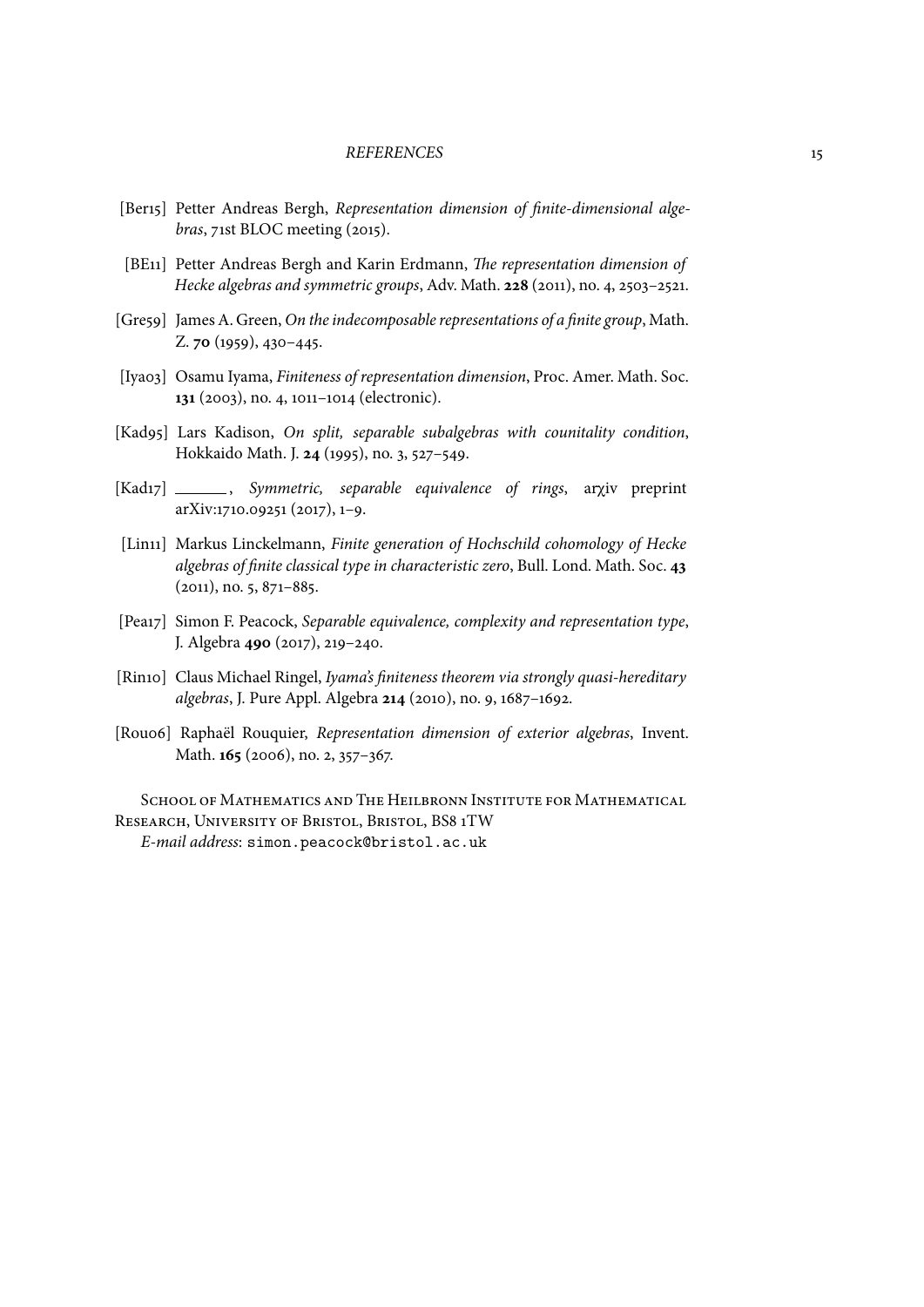- [Ber15] Petter Andreas Bergh, *Representation dimension of finite-dimensional algebras*, 71st BLOC meeting (2015).
- [BE11] Petter Andreas Bergh and Karin Erdmann, *The representation dimension of Hecke algebras and symmetric groups*, Adv. Math. **228** (2011), no. 4, 2503–2521.
- [Gre59] James A. Green, *On the indecomposable representations of a finite group*, Math. Z. **70** (1959), 430–445.
- [Iya03] Osamu Iyama, *Finiteness of representation dimension*, Proc. Amer. Math. Soc. **131** (2003), no. 4, 1011–1014 (electronic).
- [Kad95] Lars Kadison, *On split, separable subalgebras with counitality condition*, Hokkaido Math. J. **24** (1995), no. 3, 527–549.
- [Kad17] ______, *Symmetric, separable equivalence of rings*, arχiv preprint arXiv:1710.09251 (2017), 1–9.
- [Lin11] Markus Linckelmann, *Finite generation of Hochschild cohomology of Hecke algebras of finite classical type in characteristic zero*, Bull. Lond. Math. Soc. **43** (2011), no. 5, 871–885.
- [Pea17] Simon F. Peacock, *Separable equivalence, complexity and representation type*, J. Algebra **490** (2017), 219–240.
- [Rin10] Claus Michael Ringel, *Iyama's finiteness theorem via strongly quasi-hereditary algebras*, J. Pure Appl. Algebra **214** (2010), no. 9, 1687–1692.
- [Rou06] Raphaël Rouquier, *Representation dimension of exterior algebras*, Invent. Math. **165** (2006), no. 2, 357–367.

School of Mathematics and The Heilbronn Institute for Mathematical Research, University of Bristol, Bristol, BS8 1TW

*E-mail address*: simon.peacock@bristol.ac.uk